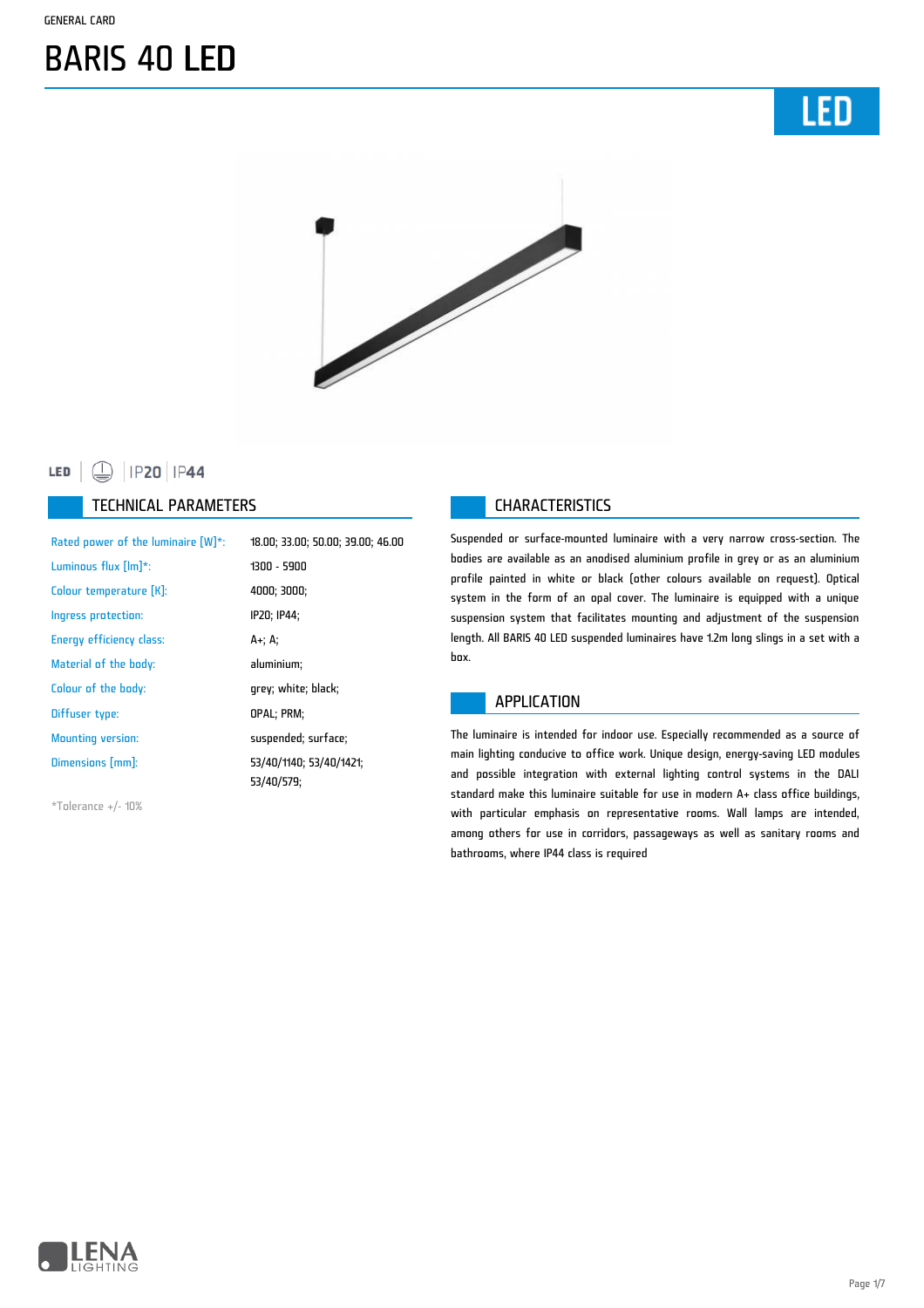GENERAL CARD

# BARIS 40 LED

LED

LED | IP20 | IP44

## TECHNICAL PARAMETERS

| | |
|---|---|
| Rated power of the luminaire [W]*: | 18.00; 33.00; 50.00; 39.00; 46.00 |
| Luminous flux [lm]*: | 1300 - 5900 |
| Colour temperature [K]: | 4000; 3000; |
| Ingress protection: | IP20; IP44; |
| Energy efficiency class: | A+; A; |
| Material of the body: | aluminium; |
| Colour of the body: | grey; white; black; |
| Diffuser type: | OPAL; PRM; |
| Mounting version: | suspended; surface; |
| Dimensions [mm]: | 53/40/1140; 53/40/1421; 53/40/579; |

*Tolerance +/- 10%

## CHARACTERISTICS

Suspended or surface-mounted luminaire with a very narrow cross-section. The bodies are available as an anodised aluminium profile in grey or as an aluminium profile painted in white or black (other colours available on request). Optical system in the form of an opal cover. The luminaire is equipped with a unique suspension system that facilitates mounting and adjustment of the suspension length. All BARIS 40 LED suspended luminaires have 1.2m long slings in a set with a box.

## APPLICATION

The luminaire is intended for indoor use. Especially recommended as a source of main lighting conducive to office work. Unique design, energy-saving LED modules and possible integration with external lighting control systems in the DALI standard make this luminaire suitable for use in modern A+ class office buildings, with particular emphasis on representative rooms. Wall lamps are intended, among others for use in corridors, passageways as well as sanitary rooms and bathrooms, where IP44 class is required

LENA LIGHTING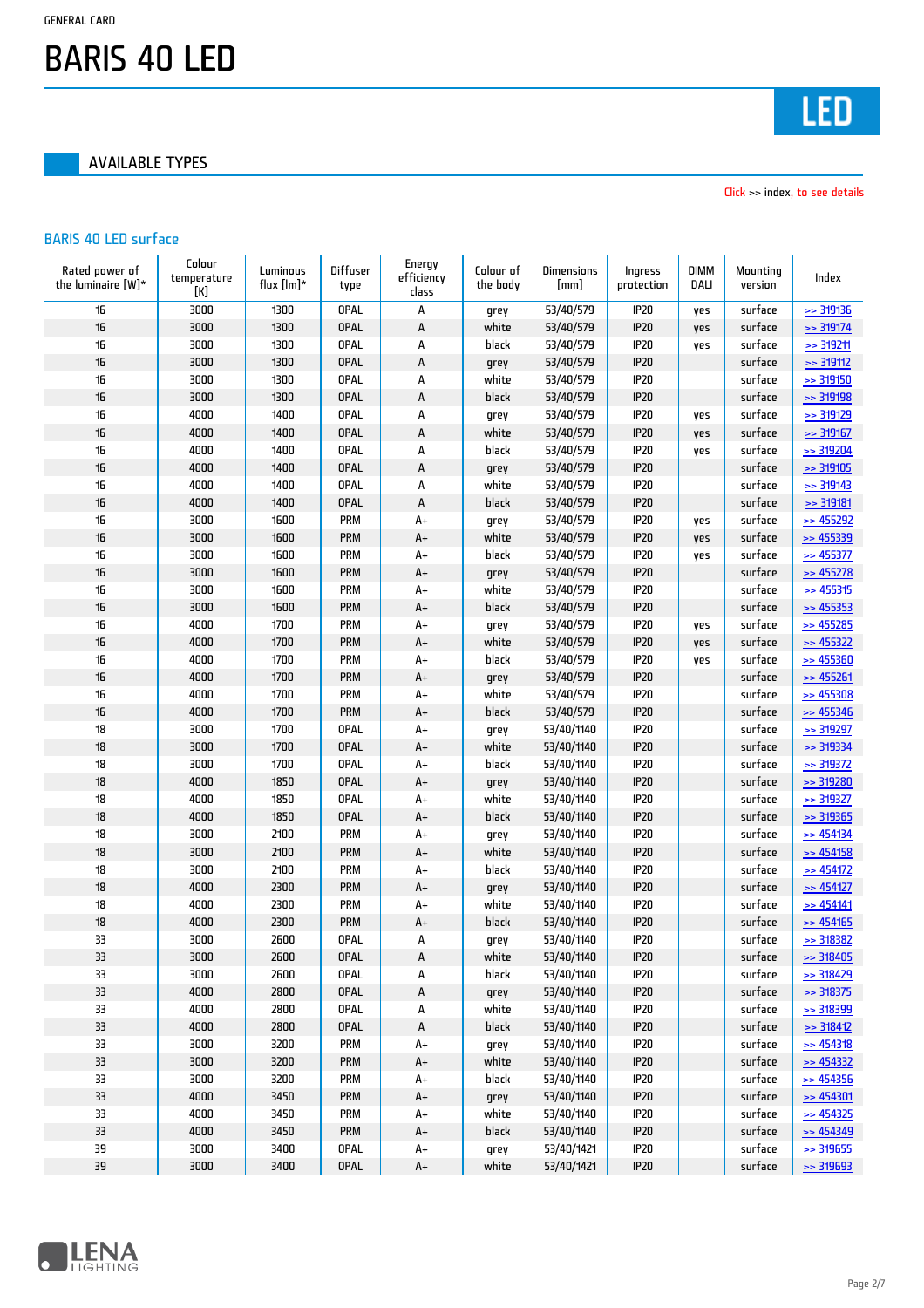GENERAL CARD

# BARIS 40 LED

LED

## AVAILABLE TYPES

Click >> index, to see details

### BARIS 40 LED surface

| Rated power of the luminaire [W]* | Colour temperature [K] | Luminous flux [lm]* | Diffuser type | Energy efficiency class | Colour of the body | Dimensions [mm] | Ingress protection | DIMM DALI | Mounting version | Index |
|---|---|---|---|---|---|---|---|---|---|---|
| 16 | 3000 | 1300 | OPAL | A | grey | 53/40/579 | IP20 | yes | surface | >> 319136 |
| 16 | 3000 | 1300 | OPAL | A | white | 53/40/579 | IP20 | yes | surface | >> 319174 |
| 16 | 3000 | 1300 | OPAL | A | black | 53/40/579 | IP20 | yes | surface | >> 319211 |
| 16 | 3000 | 1300 | OPAL | A | grey | 53/40/579 | IP20 | | surface | >> 319112 |
| 16 | 3000 | 1300 | OPAL | A | white | 53/40/579 | IP20 | | surface | >> 319150 |
| 16 | 3000 | 1300 | OPAL | A | black | 53/40/579 | IP20 | | surface | >> 319198 |
| 16 | 4000 | 1400 | OPAL | A | grey | 53/40/579 | IP20 | yes | surface | >> 319129 |
| 16 | 4000 | 1400 | OPAL | A | white | 53/40/579 | IP20 | yes | surface | >> 319167 |
| 16 | 4000 | 1400 | OPAL | A | black | 53/40/579 | IP20 | yes | surface | >> 319204 |
| 16 | 4000 | 1400 | OPAL | A | grey | 53/40/579 | IP20 | | surface | >> 319105 |
| 16 | 4000 | 1400 | OPAL | A | white | 53/40/579 | IP20 | | surface | >> 319143 |
| 16 | 4000 | 1400 | OPAL | A | black | 53/40/579 | IP20 | | surface | >> 319181 |
| 16 | 3000 | 1600 | PRM | A+ | grey | 53/40/579 | IP20 | yes | surface | >> 455292 |
| 16 | 3000 | 1600 | PRM | A+ | white | 53/40/579 | IP20 | yes | surface | >> 455339 |
| 16 | 3000 | 1600 | PRM | A+ | black | 53/40/579 | IP20 | yes | surface | >> 455377 |
| 16 | 3000 | 1600 | PRM | A+ | grey | 53/40/579 | IP20 | | surface | >> 455278 |
| 16 | 3000 | 1600 | PRM | A+ | white | 53/40/579 | IP20 | | surface | >> 455315 |
| 16 | 3000 | 1600 | PRM | A+ | black | 53/40/579 | IP20 | | surface | >> 455353 |
| 16 | 4000 | 1700 | PRM | A+ | grey | 53/40/579 | IP20 | yes | surface | >> 455285 |
| 16 | 4000 | 1700 | PRM | A+ | white | 53/40/579 | IP20 | yes | surface | >> 455322 |
| 16 | 4000 | 1700 | PRM | A+ | black | 53/40/579 | IP20 | yes | surface | >> 455360 |
| 16 | 4000 | 1700 | PRM | A+ | grey | 53/40/579 | IP20 | | surface | >> 455261 |
| 16 | 4000 | 1700 | PRM | A+ | white | 53/40/579 | IP20 | | surface | >> 455308 |
| 16 | 4000 | 1700 | PRM | A+ | black | 53/40/579 | IP20 | | surface | >> 455346 |
| 18 | 3000 | 1700 | OPAL | A+ | grey | 53/40/1140 | IP20 | | surface | >> 319297 |
| 18 | 3000 | 1700 | OPAL | A+ | white | 53/40/1140 | IP20 | | surface | >> 319334 |
| 18 | 3000 | 1700 | OPAL | A+ | black | 53/40/1140 | IP20 | | surface | >> 319372 |
| 18 | 4000 | 1850 | OPAL | A+ | grey | 53/40/1140 | IP20 | | surface | >> 319280 |
| 18 | 4000 | 1850 | OPAL | A+ | white | 53/40/1140 | IP20 | | surface | >> 319327 |
| 18 | 4000 | 1850 | OPAL | A+ | black | 53/40/1140 | IP20 | | surface | >> 319365 |
| 18 | 3000 | 2100 | PRM | A+ | grey | 53/40/1140 | IP20 | | surface | >> 454134 |
| 18 | 3000 | 2100 | PRM | A+ | white | 53/40/1140 | IP20 | | surface | >> 454158 |
| 18 | 3000 | 2100 | PRM | A+ | black | 53/40/1140 | IP20 | | surface | >> 454172 |
| 18 | 4000 | 2300 | PRM | A+ | grey | 53/40/1140 | IP20 | | surface | >> 454127 |
| 18 | 4000 | 2300 | PRM | A+ | white | 53/40/1140 | IP20 | | surface | >> 454141 |
| 18 | 4000 | 2300 | PRM | A+ | black | 53/40/1140 | IP20 | | surface | >> 454165 |
| 33 | 3000 | 2600 | OPAL | A | grey | 53/40/1140 | IP20 | | surface | >> 318382 |
| 33 | 3000 | 2600 | OPAL | A | white | 53/40/1140 | IP20 | | surface | >> 318405 |
| 33 | 3000 | 2600 | OPAL | A | black | 53/40/1140 | IP20 | | surface | >> 318429 |
| 33 | 4000 | 2800 | OPAL | A | grey | 53/40/1140 | IP20 | | surface | >> 318375 |
| 33 | 4000 | 2800 | OPAL | A | white | 53/40/1140 | IP20 | | surface | >> 318399 |
| 33 | 4000 | 2800 | OPAL | A | black | 53/40/1140 | IP20 | | surface | >> 318412 |
| 33 | 3000 | 3200 | PRM | A+ | grey | 53/40/1140 | IP20 | | surface | >> 454318 |
| 33 | 3000 | 3200 | PRM | A+ | white | 53/40/1140 | IP20 | | surface | >> 454332 |
| 33 | 3000 | 3200 | PRM | A+ | black | 53/40/1140 | IP20 | | surface | >> 454356 |
| 33 | 4000 | 3450 | PRM | A+ | grey | 53/40/1140 | IP20 | | surface | >> 454301 |
| 33 | 4000 | 3450 | PRM | A+ | white | 53/40/1140 | IP20 | | surface | >> 454325 |
| 33 | 4000 | 3450 | PRM | A+ | black | 53/40/1140 | IP20 | | surface | >> 454349 |
| 39 | 3000 | 3400 | OPAL | A+ | grey | 53/40/1421 | IP20 | | surface | >> 319655 |
| 39 | 3000 | 3400 | OPAL | A+ | white | 53/40/1421 | IP20 | | surface | >> 319693 |

LENA LIGHTING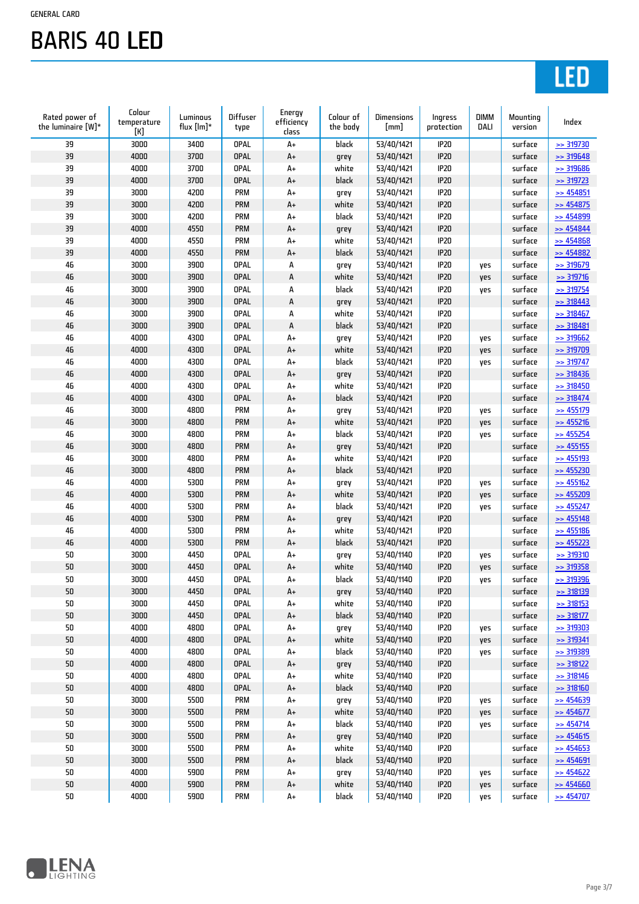GENERAL CARD

# BARIS 40 LED

LED

| Rated power of the luminaire [W]* | Colour temperature [K] | Luminous flux [lm]* | Diffuser type | Energy efficiency class | Colour of the body | Dimensions [mm] | Ingress protection | DIMM DALI | Mounting version | Index |
|---|---|---|---|---|---|---|---|---|---|---|
| 39 | 3000 | 3400 | OPAL | A+ | black | 53/40/1421 | IP20 | | surface | >> 319730 |
| 39 | 4000 | 3700 | OPAL | A+ | grey | 53/40/1421 | IP20 | | surface | >> 319648 |
| 39 | 4000 | 3700 | OPAL | A+ | white | 53/40/1421 | IP20 | | surface | >> 319686 |
| 39 | 4000 | 3700 | OPAL | A+ | black | 53/40/1421 | IP20 | | surface | >> 319723 |
| 39 | 3000 | 4200 | PRM | A+ | grey | 53/40/1421 | IP20 | | surface | >> 454851 |
| 39 | 3000 | 4200 | PRM | A+ | white | 53/40/1421 | IP20 | | surface | >> 454875 |
| 39 | 3000 | 4200 | PRM | A+ | black | 53/40/1421 | IP20 | | surface | >> 454899 |
| 39 | 4000 | 4550 | PRM | A+ | grey | 53/40/1421 | IP20 | | surface | >> 454844 |
| 39 | 4000 | 4550 | PRM | A+ | white | 53/40/1421 | IP20 | | surface | >> 454868 |
| 39 | 4000 | 4550 | PRM | A+ | black | 53/40/1421 | IP20 | | surface | >> 454882 |
| 46 | 3000 | 3900 | OPAL | A | grey | 53/40/1421 | IP20 | yes | surface | >> 319679 |
| 46 | 3000 | 3900 | OPAL | A | white | 53/40/1421 | IP20 | yes | surface | >> 319716 |
| 46 | 3000 | 3900 | OPAL | A | black | 53/40/1421 | IP20 | yes | surface | >> 319754 |
| 46 | 3000 | 3900 | OPAL | A | grey | 53/40/1421 | IP20 | | surface | >> 318443 |
| 46 | 3000 | 3900 | OPAL | A | white | 53/40/1421 | IP20 | | surface | >> 318467 |
| 46 | 3000 | 3900 | OPAL | A | black | 53/40/1421 | IP20 | | surface | >> 318481 |
| 46 | 4000 | 4300 | OPAL | A+ | grey | 53/40/1421 | IP20 | yes | surface | >> 319662 |
| 46 | 4000 | 4300 | OPAL | A+ | white | 53/40/1421 | IP20 | yes | surface | >> 319709 |
| 46 | 4000 | 4300 | OPAL | A+ | black | 53/40/1421 | IP20 | yes | surface | >> 319747 |
| 46 | 4000 | 4300 | OPAL | A+ | grey | 53/40/1421 | IP20 | | surface | >> 318436 |
| 46 | 4000 | 4300 | OPAL | A+ | white | 53/40/1421 | IP20 | | surface | >> 318450 |
| 46 | 4000 | 4300 | OPAL | A+ | black | 53/40/1421 | IP20 | | surface | >> 318474 |
| 46 | 3000 | 4800 | PRM | A+ | grey | 53/40/1421 | IP20 | yes | surface | >> 455179 |
| 46 | 3000 | 4800 | PRM | A+ | white | 53/40/1421 | IP20 | yes | surface | >> 455216 |
| 46 | 3000 | 4800 | PRM | A+ | black | 53/40/1421 | IP20 | yes | surface | >> 455254 |
| 46 | 3000 | 4800 | PRM | A+ | grey | 53/40/1421 | IP20 | | surface | >> 455155 |
| 46 | 3000 | 4800 | PRM | A+ | white | 53/40/1421 | IP20 | | surface | >> 455193 |
| 46 | 3000 | 4800 | PRM | A+ | black | 53/40/1421 | IP20 | | surface | >> 455230 |
| 46 | 4000 | 5300 | PRM | A+ | grey | 53/40/1421 | IP20 | yes | surface | >> 455162 |
| 46 | 4000 | 5300 | PRM | A+ | white | 53/40/1421 | IP20 | yes | surface | >> 455209 |
| 46 | 4000 | 5300 | PRM | A+ | black | 53/40/1421 | IP20 | yes | surface | >> 455247 |
| 46 | 4000 | 5300 | PRM | A+ | grey | 53/40/1421 | IP20 | | surface | >> 455148 |
| 46 | 4000 | 5300 | PRM | A+ | white | 53/40/1421 | IP20 | | surface | >> 455186 |
| 46 | 4000 | 5300 | PRM | A+ | black | 53/40/1421 | IP20 | | surface | >> 455223 |
| 50 | 3000 | 4450 | OPAL | A+ | grey | 53/40/1140 | IP20 | yes | surface | >> 319310 |
| 50 | 3000 | 4450 | OPAL | A+ | white | 53/40/1140 | IP20 | yes | surface | >> 319358 |
| 50 | 3000 | 4450 | OPAL | A+ | black | 53/40/1140 | IP20 | yes | surface | >> 319396 |
| 50 | 3000 | 4450 | OPAL | A+ | grey | 53/40/1140 | IP20 | | surface | >> 318139 |
| 50 | 3000 | 4450 | OPAL | A+ | white | 53/40/1140 | IP20 | | surface | >> 318153 |
| 50 | 3000 | 4450 | OPAL | A+ | black | 53/40/1140 | IP20 | | surface | >> 318177 |
| 50 | 4000 | 4800 | OPAL | A+ | grey | 53/40/1140 | IP20 | yes | surface | >> 319303 |
| 50 | 4000 | 4800 | OPAL | A+ | white | 53/40/1140 | IP20 | yes | surface | >> 319341 |
| 50 | 4000 | 4800 | OPAL | A+ | black | 53/40/1140 | IP20 | yes | surface | >> 319389 |
| 50 | 4000 | 4800 | OPAL | A+ | grey | 53/40/1140 | IP20 | | surface | >> 318122 |
| 50 | 4000 | 4800 | OPAL | A+ | white | 53/40/1140 | IP20 | | surface | >> 318146 |
| 50 | 4000 | 4800 | OPAL | A+ | black | 53/40/1140 | IP20 | | surface | >> 318160 |
| 50 | 3000 | 5500 | PRM | A+ | grey | 53/40/1140 | IP20 | yes | surface | >> 454639 |
| 50 | 3000 | 5500 | PRM | A+ | white | 53/40/1140 | IP20 | yes | surface | >> 454677 |
| 50 | 3000 | 5500 | PRM | A+ | black | 53/40/1140 | IP20 | yes | surface | >> 454714 |
| 50 | 3000 | 5500 | PRM | A+ | grey | 53/40/1140 | IP20 | | surface | >> 454615 |
| 50 | 3000 | 5500 | PRM | A+ | white | 53/40/1140 | IP20 | | surface | >> 454653 |
| 50 | 3000 | 5500 | PRM | A+ | black | 53/40/1140 | IP20 | | surface | >> 454691 |
| 50 | 4000 | 5900 | PRM | A+ | grey | 53/40/1140 | IP20 | yes | surface | >> 454622 |
| 50 | 4000 | 5900 | PRM | A+ | white | 53/40/1140 | IP20 | yes | surface | >> 454660 |
| 50 | 4000 | 5900 | PRM | A+ | black | 53/40/1140 | IP20 | yes | surface | >> 454707 |

LENA LIGHTING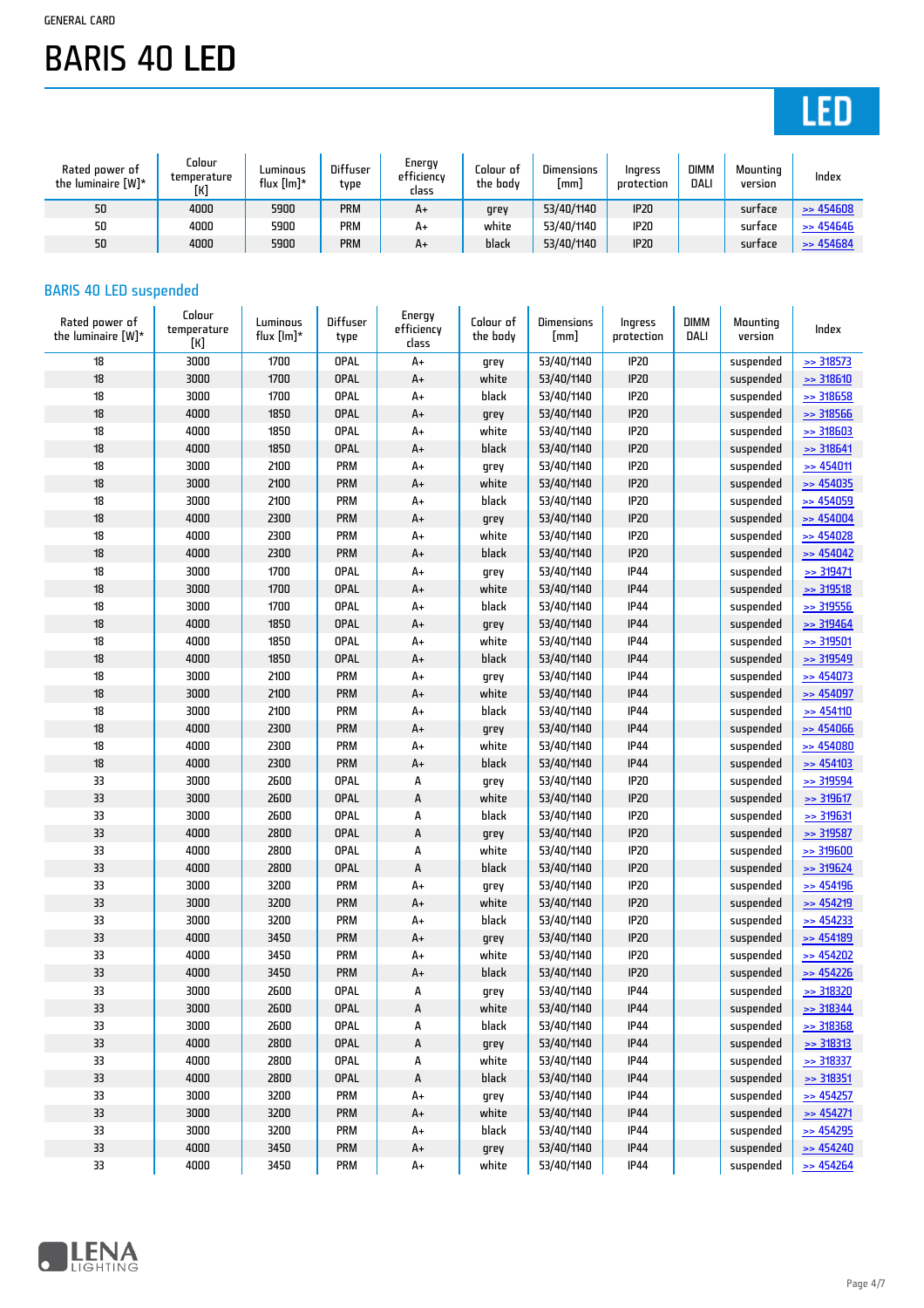GENERAL CARD

# BARIS 40 LED

LED

| Rated power of the luminaire [W]* | Colour temperature [K] | Luminous flux [lm]* | Diffuser type | Energy efficiency class | Colour of the body | Dimensions [mm] | Ingress protection | DIMM DALI | Mounting version | Index |
|---|---|---|---|---|---|---|---|---|---|---|
| 50 | 4000 | 5900 | PRM | A+ | grey | 53/40/1140 | IP20 | | surface | >> 454608 |
| 50 | 4000 | 5900 | PRM | A+ | white | 53/40/1140 | IP20 | | surface | >> 454646 |
| 50 | 4000 | 5900 | PRM | A+ | black | 53/40/1140 | IP20 | | surface | >> 454684 |

## BARIS 40 LED suspended

| Rated power of the luminaire [W]* | Colour temperature [K] | Luminous flux [lm]* | Diffuser type | Energy efficiency class | Colour of the body | Dimensions [mm] | Ingress protection | DIMM DALI | Mounting version | Index |
|---|---|---|---|---|---|---|---|---|---|---|
| 18 | 3000 | 1700 | OPAL | A+ | grey | 53/40/1140 | IP20 | | suspended | >> 318573 |
| 18 | 3000 | 1700 | OPAL | A+ | white | 53/40/1140 | IP20 | | suspended | >> 318610 |
| 18 | 3000 | 1700 | OPAL | A+ | black | 53/40/1140 | IP20 | | suspended | >> 318658 |
| 18 | 4000 | 1850 | OPAL | A+ | grey | 53/40/1140 | IP20 | | suspended | >> 318566 |
| 18 | 4000 | 1850 | OPAL | A+ | white | 53/40/1140 | IP20 | | suspended | >> 318603 |
| 18 | 4000 | 1850 | OPAL | A+ | black | 53/40/1140 | IP20 | | suspended | >> 318641 |
| 18 | 3000 | 2100 | PRM | A+ | grey | 53/40/1140 | IP20 | | suspended | >> 454011 |
| 18 | 3000 | 2100 | PRM | A+ | white | 53/40/1140 | IP20 | | suspended | >> 454035 |
| 18 | 3000 | 2100 | PRM | A+ | black | 53/40/1140 | IP20 | | suspended | >> 454059 |
| 18 | 4000 | 2300 | PRM | A+ | grey | 53/40/1140 | IP20 | | suspended | >> 454004 |
| 18 | 4000 | 2300 | PRM | A+ | white | 53/40/1140 | IP20 | | suspended | >> 454028 |
| 18 | 4000 | 2300 | PRM | A+ | black | 53/40/1140 | IP20 | | suspended | >> 454042 |
| 18 | 3000 | 1700 | OPAL | A+ | grey | 53/40/1140 | IP44 | | suspended | >> 319471 |
| 18 | 3000 | 1700 | OPAL | A+ | white | 53/40/1140 | IP44 | | suspended | >> 319518 |
| 18 | 3000 | 1700 | OPAL | A+ | black | 53/40/1140 | IP44 | | suspended | >> 319556 |
| 18 | 4000 | 1850 | OPAL | A+ | grey | 53/40/1140 | IP44 | | suspended | >> 319464 |
| 18 | 4000 | 1850 | OPAL | A+ | white | 53/40/1140 | IP44 | | suspended | >> 319501 |
| 18 | 4000 | 1850 | OPAL | A+ | black | 53/40/1140 | IP44 | | suspended | >> 319549 |
| 18 | 3000 | 2100 | PRM | A+ | grey | 53/40/1140 | IP44 | | suspended | >> 454073 |
| 18 | 3000 | 2100 | PRM | A+ | white | 53/40/1140 | IP44 | | suspended | >> 454097 |
| 18 | 3000 | 2100 | PRM | A+ | black | 53/40/1140 | IP44 | | suspended | >> 454110 |
| 18 | 4000 | 2300 | PRM | A+ | grey | 53/40/1140 | IP44 | | suspended | >> 454066 |
| 18 | 4000 | 2300 | PRM | A+ | white | 53/40/1140 | IP44 | | suspended | >> 454080 |
| 18 | 4000 | 2300 | PRM | A+ | black | 53/40/1140 | IP44 | | suspended | >> 454103 |
| 33 | 3000 | 2600 | OPAL | A | grey | 53/40/1140 | IP20 | | suspended | >> 319594 |
| 33 | 3000 | 2600 | OPAL | A | white | 53/40/1140 | IP20 | | suspended | >> 319617 |
| 33 | 3000 | 2600 | OPAL | A | black | 53/40/1140 | IP20 | | suspended | >> 319631 |
| 33 | 4000 | 2800 | OPAL | A | grey | 53/40/1140 | IP20 | | suspended | >> 319587 |
| 33 | 4000 | 2800 | OPAL | A | white | 53/40/1140 | IP20 | | suspended | >> 319600 |
| 33 | 4000 | 2800 | OPAL | A | black | 53/40/1140 | IP20 | | suspended | >> 319624 |
| 33 | 3000 | 3200 | PRM | A+ | grey | 53/40/1140 | IP20 | | suspended | >> 454196 |
| 33 | 3000 | 3200 | PRM | A+ | white | 53/40/1140 | IP20 | | suspended | >> 454219 |
| 33 | 3000 | 3200 | PRM | A+ | black | 53/40/1140 | IP20 | | suspended | >> 454233 |
| 33 | 4000 | 3450 | PRM | A+ | grey | 53/40/1140 | IP20 | | suspended | >> 454189 |
| 33 | 4000 | 3450 | PRM | A+ | white | 53/40/1140 | IP20 | | suspended | >> 454202 |
| 33 | 4000 | 3450 | PRM | A+ | black | 53/40/1140 | IP20 | | suspended | >> 454226 |
| 33 | 3000 | 2600 | OPAL | A | grey | 53/40/1140 | IP44 | | suspended | >> 318320 |
| 33 | 3000 | 2600 | OPAL | A | white | 53/40/1140 | IP44 | | suspended | >> 318344 |
| 33 | 3000 | 2600 | OPAL | A | black | 53/40/1140 | IP44 | | suspended | >> 318368 |
| 33 | 4000 | 2800 | OPAL | A | grey | 53/40/1140 | IP44 | | suspended | >> 318313 |
| 33 | 4000 | 2800 | OPAL | A | white | 53/40/1140 | IP44 | | suspended | >> 318337 |
| 33 | 4000 | 2800 | OPAL | A | black | 53/40/1140 | IP44 | | suspended | >> 318351 |
| 33 | 3000 | 3200 | PRM | A+ | grey | 53/40/1140 | IP44 | | suspended | >> 454257 |
| 33 | 3000 | 3200 | PRM | A+ | white | 53/40/1140 | IP44 | | suspended | >> 454271 |
| 33 | 3000 | 3200 | PRM | A+ | black | 53/40/1140 | IP44 | | suspended | >> 454295 |
| 33 | 4000 | 3450 | PRM | A+ | grey | 53/40/1140 | IP44 | | suspended | >> 454240 |
| 33 | 4000 | 3450 | PRM | A+ | white | 53/40/1140 | IP44 | | suspended | >> 454264 |

LENA LIGHTING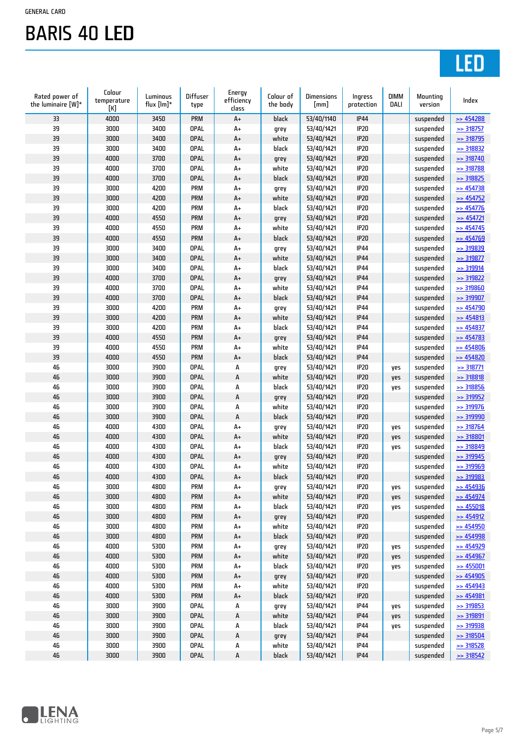GENERAL CARD

# BARIS 40 LED

LED

| Rated power of the luminaire [W]* | Colour temperature [K] | Luminous flux [lm]* | Diffuser type | Energy efficiency class | Colour of the body | Dimensions [mm] | Ingress protection | DIMM DALI | Mounting version | Index |
|---|---|---|---|---|---|---|---|---|---|---|
| 33 | 4000 | 3450 | PRM | A+ | black | 53/40/1140 | IP44 | | suspended | >> 454288 |
| 39 | 3000 | 3400 | OPAL | A+ | grey | 53/40/1421 | IP20 | | suspended | >> 318757 |
| 39 | 3000 | 3400 | OPAL | A+ | white | 53/40/1421 | IP20 | | suspended | >> 318795 |
| 39 | 3000 | 3400 | OPAL | A+ | black | 53/40/1421 | IP20 | | suspended | >> 318832 |
| 39 | 4000 | 3700 | OPAL | A+ | grey | 53/40/1421 | IP20 | | suspended | >> 318740 |
| 39 | 4000 | 3700 | OPAL | A+ | white | 53/40/1421 | IP20 | | suspended | >> 318788 |
| 39 | 4000 | 3700 | OPAL | A+ | black | 53/40/1421 | IP20 | | suspended | >> 318825 |
| 39 | 3000 | 4200 | PRM | A+ | grey | 53/40/1421 | IP20 | | suspended | >> 454738 |
| 39 | 3000 | 4200 | PRM | A+ | white | 53/40/1421 | IP20 | | suspended | >> 454752 |
| 39 | 3000 | 4200 | PRM | A+ | black | 53/40/1421 | IP20 | | suspended | >> 454776 |
| 39 | 4000 | 4550 | PRM | A+ | grey | 53/40/1421 | IP20 | | suspended | >> 454721 |
| 39 | 4000 | 4550 | PRM | A+ | white | 53/40/1421 | IP20 | | suspended | >> 454745 |
| 39 | 4000 | 4550 | PRM | A+ | black | 53/40/1421 | IP20 | | suspended | >> 454769 |
| 39 | 3000 | 3400 | OPAL | A+ | grey | 53/40/1421 | IP44 | | suspended | >> 319839 |
| 39 | 3000 | 3400 | OPAL | A+ | white | 53/40/1421 | IP44 | | suspended | >> 319877 |
| 39 | 3000 | 3400 | OPAL | A+ | black | 53/40/1421 | IP44 | | suspended | >> 319914 |
| 39 | 4000 | 3700 | OPAL | A+ | grey | 53/40/1421 | IP44 | | suspended | >> 319822 |
| 39 | 4000 | 3700 | OPAL | A+ | white | 53/40/1421 | IP44 | | suspended | >> 319860 |
| 39 | 4000 | 3700 | OPAL | A+ | black | 53/40/1421 | IP44 | | suspended | >> 319907 |
| 39 | 3000 | 4200 | PRM | A+ | grey | 53/40/1421 | IP44 | | suspended | >> 454790 |
| 39 | 3000 | 4200 | PRM | A+ | white | 53/40/1421 | IP44 | | suspended | >> 454813 |
| 39 | 3000 | 4200 | PRM | A+ | black | 53/40/1421 | IP44 | | suspended | >> 454837 |
| 39 | 4000 | 4550 | PRM | A+ | grey | 53/40/1421 | IP44 | | suspended | >> 454783 |
| 39 | 4000 | 4550 | PRM | A+ | white | 53/40/1421 | IP44 | | suspended | >> 454806 |
| 39 | 4000 | 4550 | PRM | A+ | black | 53/40/1421 | IP44 | | suspended | >> 454820 |
| 46 | 3000 | 3900 | OPAL | A | grey | 53/40/1421 | IP20 | yes | suspended | >> 318771 |
| 46 | 3000 | 3900 | OPAL | A | white | 53/40/1421 | IP20 | yes | suspended | >> 318818 |
| 46 | 3000 | 3900 | OPAL | A | black | 53/40/1421 | IP20 | yes | suspended | >> 318856 |
| 46 | 3000 | 3900 | OPAL | A | grey | 53/40/1421 | IP20 | | suspended | >> 319952 |
| 46 | 3000 | 3900 | OPAL | A | white | 53/40/1421 | IP20 | | suspended | >> 319976 |
| 46 | 3000 | 3900 | OPAL | A | black | 53/40/1421 | IP20 | | suspended | >> 319990 |
| 46 | 4000 | 4300 | OPAL | A+ | grey | 53/40/1421 | IP20 | yes | suspended | >> 318764 |
| 46 | 4000 | 4300 | OPAL | A+ | white | 53/40/1421 | IP20 | yes | suspended | >> 318801 |
| 46 | 4000 | 4300 | OPAL | A+ | black | 53/40/1421 | IP20 | yes | suspended | >> 318849 |
| 46 | 4000 | 4300 | OPAL | A+ | grey | 53/40/1421 | IP20 | | suspended | >> 319945 |
| 46 | 4000 | 4300 | OPAL | A+ | white | 53/40/1421 | IP20 | | suspended | >> 319969 |
| 46 | 4000 | 4300 | OPAL | A+ | black | 53/40/1421 | IP20 | | suspended | >> 319983 |
| 46 | 3000 | 4800 | PRM | A+ | grey | 53/40/1421 | IP20 | yes | suspended | >> 454936 |
| 46 | 3000 | 4800 | PRM | A+ | white | 53/40/1421 | IP20 | yes | suspended | >> 454974 |
| 46 | 3000 | 4800 | PRM | A+ | black | 53/40/1421 | IP20 | yes | suspended | >> 455018 |
| 46 | 3000 | 4800 | PRM | A+ | grey | 53/40/1421 | IP20 | | suspended | >> 454912 |
| 46 | 3000 | 4800 | PRM | A+ | white | 53/40/1421 | IP20 | | suspended | >> 454950 |
| 46 | 3000 | 4800 | PRM | A+ | black | 53/40/1421 | IP20 | | suspended | >> 454998 |
| 46 | 4000 | 5300 | PRM | A+ | grey | 53/40/1421 | IP20 | yes | suspended | >> 454929 |
| 46 | 4000 | 5300 | PRM | A+ | white | 53/40/1421 | IP20 | yes | suspended | >> 454967 |
| 46 | 4000 | 5300 | PRM | A+ | black | 53/40/1421 | IP20 | yes | suspended | >> 455001 |
| 46 | 4000 | 5300 | PRM | A+ | grey | 53/40/1421 | IP20 | | suspended | >> 454905 |
| 46 | 4000 | 5300 | PRM | A+ | white | 53/40/1421 | IP20 | | suspended | >> 454943 |
| 46 | 4000 | 5300 | PRM | A+ | black | 53/40/1421 | IP20 | | suspended | >> 454981 |
| 46 | 3000 | 3900 | OPAL | A | grey | 53/40/1421 | IP44 | yes | suspended | >> 319853 |
| 46 | 3000 | 3900 | OPAL | A | white | 53/40/1421 | IP44 | yes | suspended | >> 319891 |
| 46 | 3000 | 3900 | OPAL | A | black | 53/40/1421 | IP44 | yes | suspended | >> 319938 |
| 46 | 3000 | 3900 | OPAL | A | grey | 53/40/1421 | IP44 | | suspended | >> 318504 |
| 46 | 3000 | 3900 | OPAL | A | white | 53/40/1421 | IP44 | | suspended | >> 318528 |
| 46 | 3000 | 3900 | OPAL | A | black | 53/40/1421 | IP44 | | suspended | >> 318542 |

LENA LIGHTING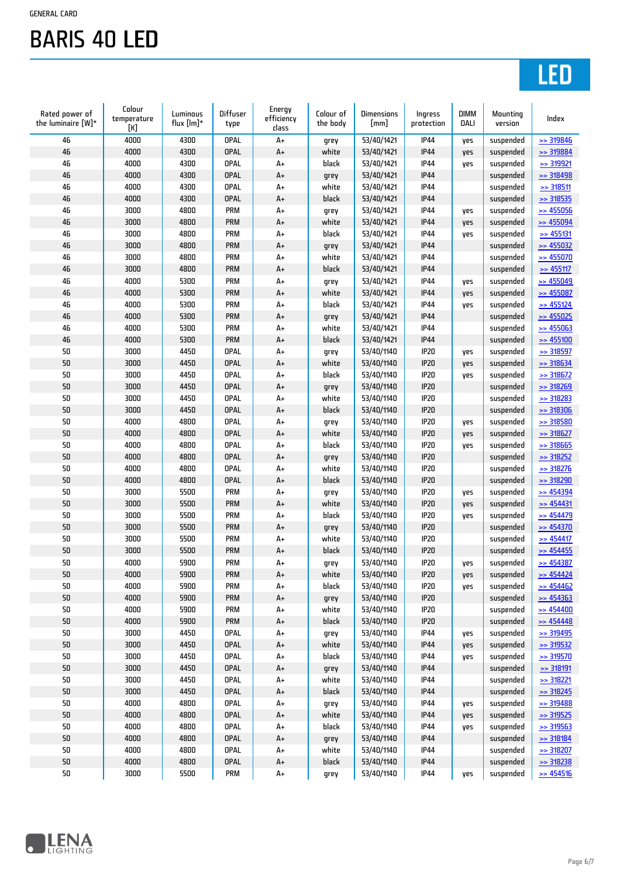GENERAL CARD

# BARIS 40 LED

LED

| Rated power of the luminaire [W]* | Colour temperature [K] | Luminous flux [lm]* | Diffuser type | Energy efficiency class | Colour of the body | Dimensions [mm] | Ingress protection | DIMM DALI | Mounting version | Index |
|---|---|---|---|---|---|---|---|---|---|---|
| 46 | 4000 | 4300 | OPAL | A+ | grey | 53/40/1421 | IP44 | yes | suspended | >> 319846 |
| 46 | 4000 | 4300 | OPAL | A+ | white | 53/40/1421 | IP44 | yes | suspended | >> 319884 |
| 46 | 4000 | 4300 | OPAL | A+ | black | 53/40/1421 | IP44 | yes | suspended | >> 319921 |
| 46 | 4000 | 4300 | OPAL | A+ | grey | 53/40/1421 | IP44 | | suspended | >> 318498 |
| 46 | 4000 | 4300 | OPAL | A+ | white | 53/40/1421 | IP44 | | suspended | >> 318511 |
| 46 | 4000 | 4300 | OPAL | A+ | black | 53/40/1421 | IP44 | | suspended | >> 318535 |
| 46 | 3000 | 4800 | PRM | A+ | grey | 53/40/1421 | IP44 | yes | suspended | >> 455056 |
| 46 | 3000 | 4800 | PRM | A+ | white | 53/40/1421 | IP44 | yes | suspended | >> 455094 |
| 46 | 3000 | 4800 | PRM | A+ | black | 53/40/1421 | IP44 | yes | suspended | >> 455131 |
| 46 | 3000 | 4800 | PRM | A+ | grey | 53/40/1421 | IP44 | | suspended | >> 455032 |
| 46 | 3000 | 4800 | PRM | A+ | white | 53/40/1421 | IP44 | | suspended | >> 455070 |
| 46 | 3000 | 4800 | PRM | A+ | black | 53/40/1421 | IP44 | | suspended | >> 455117 |
| 46 | 4000 | 5300 | PRM | A+ | grey | 53/40/1421 | IP44 | yes | suspended | >> 455049 |
| 46 | 4000 | 5300 | PRM | A+ | white | 53/40/1421 | IP44 | yes | suspended | >> 455087 |
| 46 | 4000 | 5300 | PRM | A+ | black | 53/40/1421 | IP44 | yes | suspended | >> 455124 |
| 46 | 4000 | 5300 | PRM | A+ | grey | 53/40/1421 | IP44 | | suspended | >> 455025 |
| 46 | 4000 | 5300 | PRM | A+ | white | 53/40/1421 | IP44 | | suspended | >> 455063 |
| 46 | 4000 | 5300 | PRM | A+ | black | 53/40/1421 | IP44 | | suspended | >> 455100 |
| 50 | 3000 | 4450 | OPAL | A+ | grey | 53/40/1140 | IP20 | yes | suspended | >> 318597 |
| 50 | 3000 | 4450 | OPAL | A+ | white | 53/40/1140 | IP20 | yes | suspended | >> 318634 |
| 50 | 3000 | 4450 | OPAL | A+ | black | 53/40/1140 | IP20 | yes | suspended | >> 318672 |
| 50 | 3000 | 4450 | OPAL | A+ | grey | 53/40/1140 | IP20 | | suspended | >> 318269 |
| 50 | 3000 | 4450 | OPAL | A+ | white | 53/40/1140 | IP20 | | suspended | >> 318283 |
| 50 | 3000 | 4450 | OPAL | A+ | black | 53/40/1140 | IP20 | | suspended | >> 318306 |
| 50 | 4000 | 4800 | OPAL | A+ | grey | 53/40/1140 | IP20 | yes | suspended | >> 318580 |
| 50 | 4000 | 4800 | OPAL | A+ | white | 53/40/1140 | IP20 | yes | suspended | >> 318627 |
| 50 | 4000 | 4800 | OPAL | A+ | black | 53/40/1140 | IP20 | yes | suspended | >> 318665 |
| 50 | 4000 | 4800 | OPAL | A+ | grey | 53/40/1140 | IP20 | | suspended | >> 318252 |
| 50 | 4000 | 4800 | OPAL | A+ | white | 53/40/1140 | IP20 | | suspended | >> 318276 |
| 50 | 4000 | 4800 | OPAL | A+ | black | 53/40/1140 | IP20 | | suspended | >> 318290 |
| 50 | 3000 | 5500 | PRM | A+ | grey | 53/40/1140 | IP20 | yes | suspended | >> 454394 |
| 50 | 3000 | 5500 | PRM | A+ | white | 53/40/1140 | IP20 | yes | suspended | >> 454431 |
| 50 | 3000 | 5500 | PRM | A+ | black | 53/40/1140 | IP20 | yes | suspended | >> 454479 |
| 50 | 3000 | 5500 | PRM | A+ | grey | 53/40/1140 | IP20 | | suspended | >> 454370 |
| 50 | 3000 | 5500 | PRM | A+ | white | 53/40/1140 | IP20 | | suspended | >> 454417 |
| 50 | 3000 | 5500 | PRM | A+ | black | 53/40/1140 | IP20 | | suspended | >> 454455 |
| 50 | 4000 | 5900 | PRM | A+ | grey | 53/40/1140 | IP20 | yes | suspended | >> 454387 |
| 50 | 4000 | 5900 | PRM | A+ | white | 53/40/1140 | IP20 | yes | suspended | >> 454424 |
| 50 | 4000 | 5900 | PRM | A+ | black | 53/40/1140 | IP20 | yes | suspended | >> 454462 |
| 50 | 4000 | 5900 | PRM | A+ | grey | 53/40/1140 | IP20 | | suspended | >> 454363 |
| 50 | 4000 | 5900 | PRM | A+ | white | 53/40/1140 | IP20 | | suspended | >> 454400 |
| 50 | 4000 | 5900 | PRM | A+ | black | 53/40/1140 | IP20 | | suspended | >> 454448 |
| 50 | 3000 | 4450 | OPAL | A+ | grey | 53/40/1140 | IP44 | yes | suspended | >> 319495 |
| 50 | 3000 | 4450 | OPAL | A+ | white | 53/40/1140 | IP44 | yes | suspended | >> 319532 |
| 50 | 3000 | 4450 | OPAL | A+ | black | 53/40/1140 | IP44 | yes | suspended | >> 319570 |
| 50 | 3000 | 4450 | OPAL | A+ | grey | 53/40/1140 | IP44 | | suspended | >> 318191 |
| 50 | 3000 | 4450 | OPAL | A+ | white | 53/40/1140 | IP44 | | suspended | >> 318221 |
| 50 | 3000 | 4450 | OPAL | A+ | black | 53/40/1140 | IP44 | | suspended | >> 318245 |
| 50 | 4000 | 4800 | OPAL | A+ | grey | 53/40/1140 | IP44 | yes | suspended | >> 319488 |
| 50 | 4000 | 4800 | OPAL | A+ | white | 53/40/1140 | IP44 | yes | suspended | >> 319525 |
| 50 | 4000 | 4800 | OPAL | A+ | black | 53/40/1140 | IP44 | yes | suspended | >> 319563 |
| 50 | 4000 | 4800 | OPAL | A+ | grey | 53/40/1140 | IP44 | | suspended | >> 318184 |
| 50 | 4000 | 4800 | OPAL | A+ | white | 53/40/1140 | IP44 | | suspended | >> 318207 |
| 50 | 4000 | 4800 | OPAL | A+ | black | 53/40/1140 | IP44 | | suspended | >> 318238 |
| 50 | 3000 | 5500 | PRM | A+ | grey | 53/40/1140 | IP44 | yes | suspended | >> 454516 |

LENA LIGHTING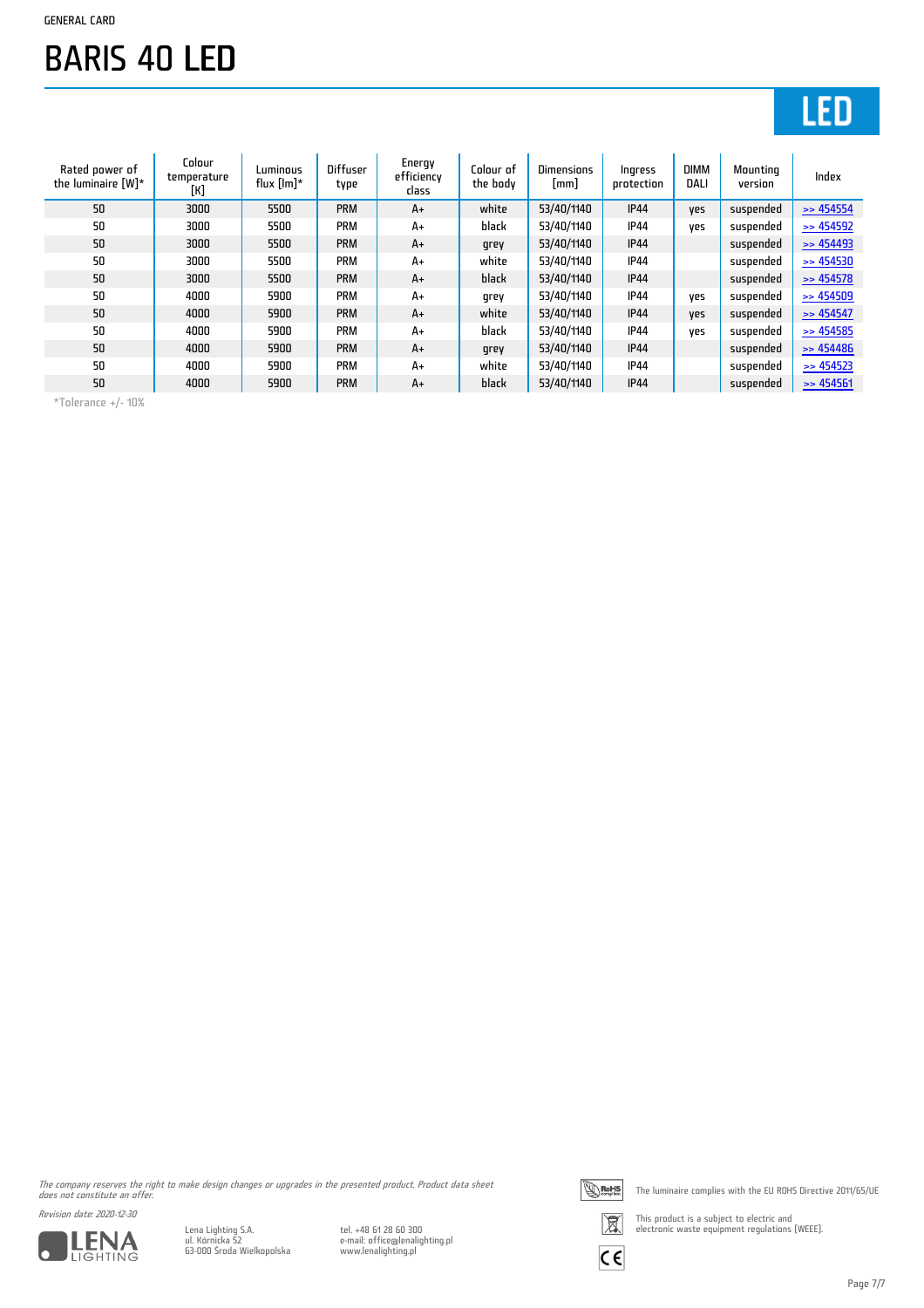GENERAL CARD

# BARIS 40 LED

LED

| Rated power of the luminaire [W]* | Colour temperature [K] | Luminous flux [lm]* | Diffuser type | Energy efficiency class | Colour of the body | Dimensions [mm] | Ingress protection | DIMM DALI | Mounting version | Index |
|---|---|---|---|---|---|---|---|---|---|---|
| 50 | 3000 | 5500 | PRM | A+ | white | 53/40/1140 | IP44 | yes | suspended | >> 454554 |
| 50 | 3000 | 5500 | PRM | A+ | black | 53/40/1140 | IP44 | yes | suspended | >> 454592 |
| 50 | 3000 | 5500 | PRM | A+ | grey | 53/40/1140 | IP44 | | suspended | >> 454493 |
| 50 | 3000 | 5500 | PRM | A+ | white | 53/40/1140 | IP44 | | suspended | >> 454530 |
| 50 | 3000 | 5500 | PRM | A+ | black | 53/40/1140 | IP44 | | suspended | >> 454578 |
| 50 | 4000 | 5900 | PRM | A+ | grey | 53/40/1140 | IP44 | yes | suspended | >> 454509 |
| 50 | 4000 | 5900 | PRM | A+ | white | 53/40/1140 | IP44 | yes | suspended | >> 454547 |
| 50 | 4000 | 5900 | PRM | A+ | black | 53/40/1140 | IP44 | yes | suspended | >> 454585 |
| 50 | 4000 | 5900 | PRM | A+ | grey | 53/40/1140 | IP44 | | suspended | >> 454486 |
| 50 | 4000 | 5900 | PRM | A+ | white | 53/40/1140 | IP44 | | suspended | >> 454523 |
| 50 | 4000 | 5900 | PRM | A+ | black | 53/40/1140 | IP44 | | suspended | >> 454561 |

*Tolerance +/- 10%

*The company reserves the right to make design changes or upgrades in the presented product. Product data sheet does not constitute an offer.*

*Revision date: 2020-12-30*

LENA LIGHTING

Lena Lighting S.A.
ul. Kórnicka 52
63-000 Środa Wielkopolska

tel. +48 61 28 60 300
e-mail: office@lenalighting.pl
www.lenalighting.pl

The luminaire complies with the EU ROHS Directive 2011/65/UE

This product is a subject to electric and electronic waste equipment regulations (WEEE).